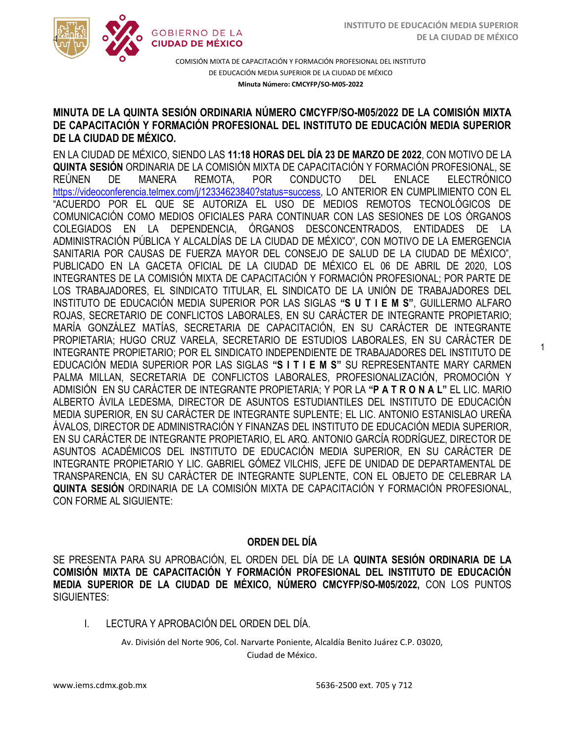COMISIÓN MIXTA DE CAPACITACIÓN Y FORMACIÓN PROFESIONAL DEL INSTITUTO DE EDUCACIÓN MEDIA SUPERIOR DE LA CIUDAD DE MÉXICO

**Minuta Número: CMCYFP/SO-M05-2022**

## MINUTA DE LA QUINTA SESIÓN ORDINARIA NÚMERO CMCYFP/SO-M05/2022 DE LA COMISIÓN MIXTA DE CAPACITACIÓN Y FORMACIÓN PROFESIONAL DEL INSTITUTO DE EDUCACIÓN MEDIA SUPERIOR DE LA CIUDAD DE MÉXICO.

EN LA CIUDAD DE MÉXICO, SIENDO LAS **11:18 HORAS DEL DÍA 23 DE MARZO DE 2022**, CON MOTIVO DE LA **QUINTA SESIÓN** ORDINARIA DE LA COMISIÓN MIXTA DE CAPACITACIÓN Y FORMACIÓN PROFESIONAL, SE REÚNEN DE MANERA REMOTA, POR CONDUCTO DEL ENLACE ELECTRÓNICO https://videoconferencia.telmex.com/j/12334623840?status=success, LO ANTERIOR EN CUMPLIMIENTO CON EL "ACUERDO POR EL QUE SE AUTORIZA EL USO DE MEDIOS REMOTOS TECNOLÓGICOS DE COMUNICACIÓN COMO MEDIOS OFICIALES PARA CONTINUAR CON LAS SESIONES DE LOS ÓRGANOS COLEGIADOS EN LA DEPENDENCIA, ÓRGANOS DESCONCENTRADOS, ENTIDADES DE LA ADMINISTRACIÓN PÚBLICA Y ALCALDÍAS DE LA CIUDAD DE MÉXICO", CON MOTIVO DE LA EMERGENCIA SANITARIA POR CAUSAS DE FUERZA MAYOR DEL CONSEJO DE SALUD DE LA CIUDAD DE MÉXICO", PUBLICADO EN LA GACETA OFICIAL DE LA CIUDAD DE MÉXICO EL 06 DE ABRIL DE 2020, LOS INTEGRANTES DE LA COMISIÓN MIXTA DE CAPACITACIÓN Y FORMACIÓN PROFESIONAL; POR PARTE DE LOS TRABAJADORES, EL SINDICATO TITULAR, EL SINDICATO DE LA UNIÓN DE TRABAJADORES DEL INSTITUTO DE EDUCACIÓN MEDIA SUPERIOR POR LAS SIGLAS **"S U T I E M S"**, GUILLERMO ALFARO ROJAS, SECRETARIO DE CONFLICTOS LABORALES, EN SU CARÁCTER DE INTEGRANTE PROPIETARIO; MARÍA GONZÁLEZ MATÍAS, SECRETARIA DE CAPACITACIÓN, EN SU CARÁCTER DE INTEGRANTE PROPIETARIA; HUGO CRUZ VARELA, SECRETARIO DE ESTUDIOS LABORALES, EN SU CARÁCTER DE INTEGRANTE PROPIETARIO; POR EL SINDICATO INDEPENDIENTE DE TRABAJADORES DEL INSTITUTO DE EDUCACIÓN MEDIA SUPERIOR POR LAS SIGLAS **"S I T I E M S"** SU REPRESENTANTE MARY CARMEN PALMA MILLAN, SECRETARIA DE CONFLICTOS LABORALES, PROFESIONALIZACIÓN, PROMOCIÓN Y ADMISIÓN EN SU CARÁCTER DE INTEGRANTE PROPIETARIA; Y POR LA **"P A T R O N A L"** EL LIC. MARIO ALBERTO ÁVILA LEDESMA, DIRECTOR DE ASUNTOS ESTUDIANTILES DEL INSTITUTO DE EDUCACIÓN MEDIA SUPERIOR, EN SU CARÁCTER DE INTEGRANTE SUPLENTE; EL LIC. ANTONIO ESTANISLAO UREÑA ÁVALOS, DIRECTOR DE ADMINISTRACIÓN Y FINANZAS DEL INSTITUTO DE EDUCACIÓN MEDIA SUPERIOR, EN SU CARÁCTER DE INTEGRANTE PROPIETARIO, EL ARQ. ANTONIO GARCÍA RODRÍGUEZ, DIRECTOR DE ASUNTOS ACADÉMICOS DEL INSTITUTO DE EDUCACIÓN MEDIA SUPERIOR, EN SU CARÁCTER DE INTEGRANTE PROPIETARIO Y LIC. GABRIEL GÓMEZ VILCHIS, JEFE DE UNIDAD DE DEPARTAMENTAL DE TRANSPARENCIA, EN SU CARÁCTER DE INTEGRANTE SUPLENTE, CON EL OBJETO DE CELEBRAR LA **QUINTA SESIÓN** ORDINARIA DE LA COMISIÓN MIXTA DE CAPACITACIÓN Y FORMACIÓN PROFESIONAL, CON FORME AL SIGUIENTE:

### ORDEN DEL DÍA

SE PRESENTA PARA SU APROBACIÓN, EL ORDEN DEL DÍA DE LA **QUINTA SESIÓN ORDINARIA DE LA COMISIÓN MIXTA DE CAPACITACIÓN Y FORMACIÓN PROFESIONAL DEL INSTITUTO DE EDUCACIÓN MEDIA SUPERIOR DE LA CIUDAD DE MÉXICO, NÚMERO CMCYFP/SO-M05/2022,** CON LOS PUNTOS SIGUIENTES:

I. LECTURA Y APROBACIÓN DEL ORDEN DEL DÍA.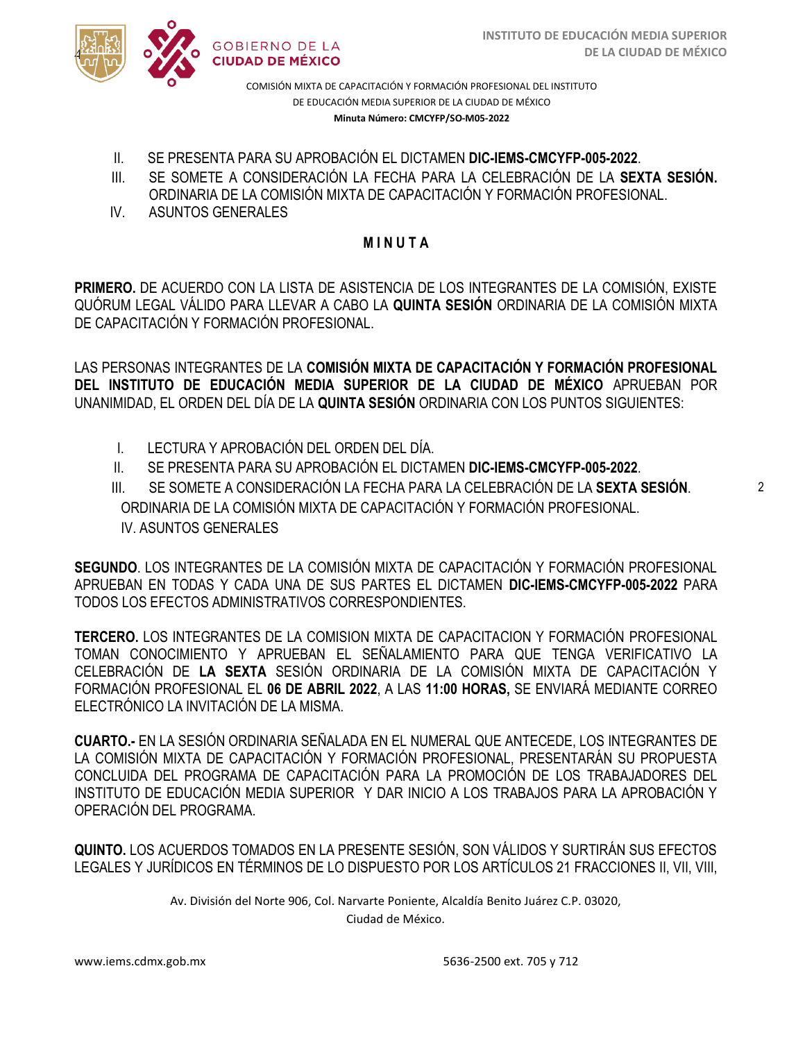II. SE PRESENTA PARA SU APROBACIÓN EL DICTAMEN **DIC-IEMS-CMCYFP-005-2022**.

III. SE SOMETE A CONSIDERACIÓN LA FECHA PARA LA CELEBRACIÓN DE LA **SEXTA SESIÓN.** ORDINARIA DE LA COMISIÓN MIXTA DE CAPACITACIÓN Y FORMACIÓN PROFESIONAL.

IV. ASUNTOS GENERALES

**M I N U T A**

**PRIMERO.** DE ACUERDO CON LA LISTA DE ASISTENCIA DE LOS INTEGRANTES DE LA COMISIÓN, EXISTE QUÓRUM LEGAL VÁLIDO PARA LLEVAR A CABO LA **QUINTA SESIÓN** ORDINARIA DE LA COMISIÓN MIXTA DE CAPACITACIÓN Y FORMACIÓN PROFESIONAL.

LAS PERSONAS INTEGRANTES DE LA **COMISIÓN MIXTA DE CAPACITACIÓN Y FORMACIÓN PROFESIONAL DEL INSTITUTO DE EDUCACIÓN MEDIA SUPERIOR DE LA CIUDAD DE MÉXICO** APRUEBAN POR UNANIMIDAD, EL ORDEN DEL DÍA DE LA **QUINTA SESIÓN** ORDINARIA CON LOS PUNTOS SIGUIENTES:

I. LECTURA Y APROBACIÓN DEL ORDEN DEL DÍA.

II. SE PRESENTA PARA SU APROBACIÓN EL DICTAMEN **DIC-IEMS-CMCYFP-005-2022**.

III. SE SOMETE A CONSIDERACIÓN LA FECHA PARA LA CELEBRACIÓN DE LA **SEXTA SESIÓN**. ORDINARIA DE LA COMISIÓN MIXTA DE CAPACITACIÓN Y FORMACIÓN PROFESIONAL.

IV. ASUNTOS GENERALES

**SEGUNDO**. LOS INTEGRANTES DE LA COMISIÓN MIXTA DE CAPACITACIÓN Y FORMACIÓN PROFESIONAL APRUEBAN EN TODAS Y CADA UNA DE SUS PARTES EL DICTAMEN **DIC-IEMS-CMCYFP-005-2022** PARA TODOS LOS EFECTOS ADMINISTRATIVOS CORRESPONDIENTES.

**TERCERO.** LOS INTEGRANTES DE LA COMISION MIXTA DE CAPACITACION Y FORMACIÓN PROFESIONAL TOMAN CONOCIMIENTO Y APRUEBAN EL SEÑALAMIENTO PARA QUE TENGA VERIFICATIVO LA CELEBRACIÓN DE **LA SEXTA** SESIÓN ORDINARIA DE LA COMISIÓN MIXTA DE CAPACITACIÓN Y FORMACIÓN PROFESIONAL EL **06 DE ABRIL 2022**, A LAS **11:00 HORAS,** SE ENVIARÁ MEDIANTE CORREO ELECTRÓNICO LA INVITACIÓN DE LA MISMA.

**CUARTO.-** EN LA SESIÓN ORDINARIA SEÑALADA EN EL NUMERAL QUE ANTECEDE, LOS INTEGRANTES DE LA COMISIÓN MIXTA DE CAPACITACIÓN Y FORMACIÓN PROFESIONAL, PRESENTARÁN SU PROPUESTA CONCLUIDA DEL PROGRAMA DE CAPACITACIÓN PARA LA PROMOCIÓN DE LOS TRABAJADORES DEL INSTITUTO DE EDUCACIÓN MEDIA SUPERIOR Y DAR INICIO A LOS TRABAJOS PARA LA APROBACIÓN Y OPERACIÓN DEL PROGRAMA.

**QUINTO.** LOS ACUERDOS TOMADOS EN LA PRESENTE SESIÓN, SON VÁLIDOS Y SURTIRÁN SUS EFECTOS LEGALES Y JURÍDICOS EN TÉRMINOS DE LO DISPUESTO POR LOS ARTÍCULOS 21 FRACCIONES II, VII, VIII,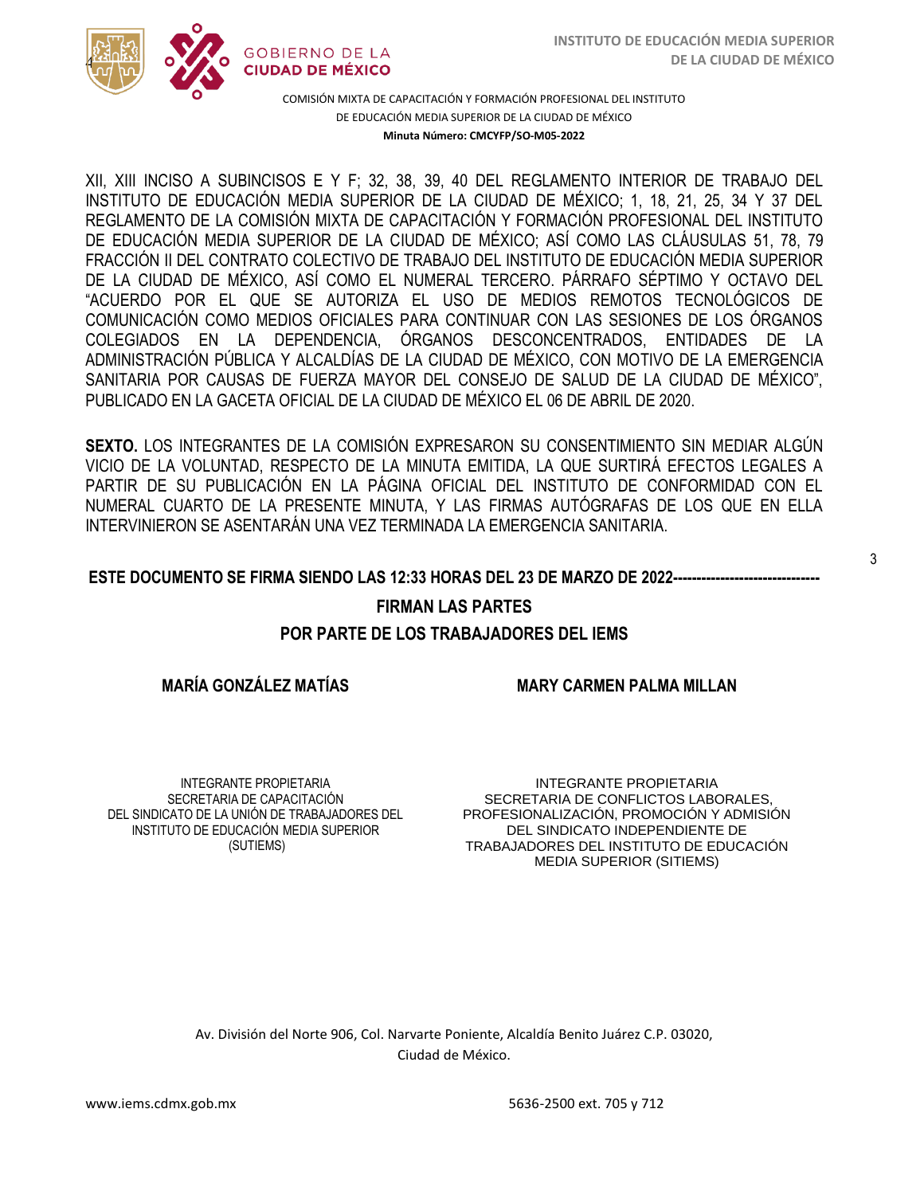XII, XIII INCISO A SUBINCISOS E Y F; 32, 38, 39, 40 DEL REGLAMENTO INTERIOR DE TRABAJO DEL INSTITUTO DE EDUCACIÓN MEDIA SUPERIOR DE LA CIUDAD DE MÉXICO; 1, 18, 21, 25, 34 Y 37 DEL REGLAMENTO DE LA COMISIÓN MIXTA DE CAPACITACIÓN Y FORMACIÓN PROFESIONAL DEL INSTITUTO DE EDUCACIÓN MEDIA SUPERIOR DE LA CIUDAD DE MÉXICO; ASÍ COMO LAS CLÁUSULAS 51, 78, 79 FRACCIÓN II DEL CONTRATO COLECTIVO DE TRABAJO DEL INSTITUTO DE EDUCACIÓN MEDIA SUPERIOR DE LA CIUDAD DE MÉXICO, ASÍ COMO EL NUMERAL TERCERO. PÁRRAFO SÉPTIMO Y OCTAVO DEL "ACUERDO POR EL QUE SE AUTORIZA EL USO DE MEDIOS REMOTOS TECNOLÓGICOS DE COMUNICACIÓN COMO MEDIOS OFICIALES PARA CONTINUAR CON LAS SESIONES DE LOS ÓRGANOS COLEGIADOS EN LA DEPENDENCIA, ÓRGANOS DESCONCENTRADOS, ENTIDADES DE LA ADMINISTRACIÓN PÚBLICA Y ALCALDÍAS DE LA CIUDAD DE MÉXICO, CON MOTIVO DE LA EMERGENCIA SANITARIA POR CAUSAS DE FUERZA MAYOR DEL CONSEJO DE SALUD DE LA CIUDAD DE MÉXICO", PUBLICADO EN LA GACETA OFICIAL DE LA CIUDAD DE MÉXICO EL 06 DE ABRIL DE 2020.

**SEXTO.** LOS INTEGRANTES DE LA COMISIÓN EXPRESARON SU CONSENTIMIENTO SIN MEDIAR ALGÚN VICIO DE LA VOLUNTAD, RESPECTO DE LA MINUTA EMITIDA, LA QUE SURTIRÁ EFECTOS LEGALES A PARTIR DE SU PUBLICACIÓN EN LA PÁGINA OFICIAL DEL INSTITUTO DE CONFORMIDAD CON EL NUMERAL CUARTO DE LA PRESENTE MINUTA, Y LAS FIRMAS AUTÓGRAFAS DE LOS QUE EN ELLA INTERVINIERON SE ASENTARÁN UNA VEZ TERMINADA LA EMERGENCIA SANITARIA.

**ESTE DOCUMENTO SE FIRMA SIENDO LAS 12:33 HORAS DEL 23 DE MARZO DE 2022------------------------------**

**FIRMAN LAS PARTES**

**POR PARTE DE LOS TRABAJADORES DEL IEMS**

**MARÍA GONZÁLEZ MATÍAS**

INTEGRANTE PROPIETARIA
SECRETARIA DE CAPACITACIÓN
DEL SINDICATO DE LA UNIÓN DE TRABAJADORES DEL INSTITUTO DE EDUCACIÓN MEDIA SUPERIOR (SUTIEMS)

**MARY CARMEN PALMA MILLAN**

INTEGRANTE PROPIETARIA
SECRETARIA DE CONFLICTOS LABORALES, PROFESIONALIZACIÓN, PROMOCIÓN Y ADMISIÓN DEL SINDICATO INDEPENDIENTE DE TRABAJADORES DEL INSTITUTO DE EDUCACIÓN MEDIA SUPERIOR (SITIEMS)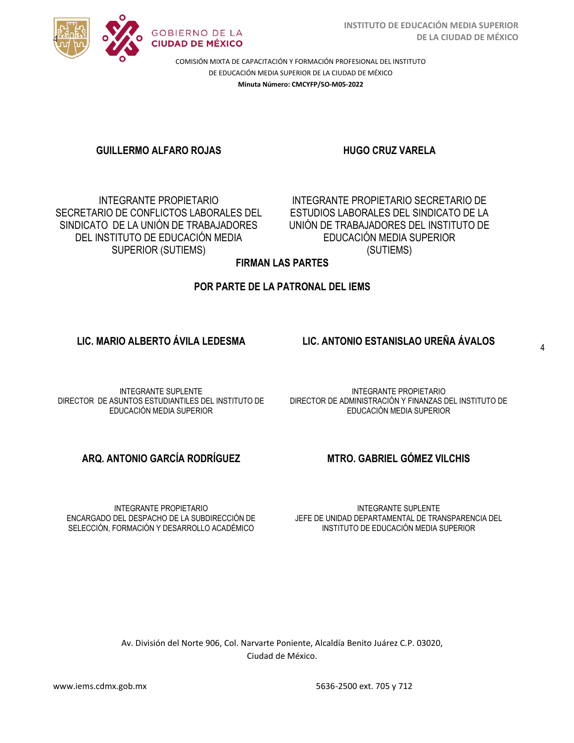**GUILLERMO ALFARO ROJAS**

INTEGRANTE PROPIETARIO
SECRETARIO DE CONFLICTOS LABORALES DEL SINDICATO DE LA UNIÓN DE TRABAJADORES DEL INSTITUTO DE EDUCACIÓN MEDIA SUPERIOR (SUTIEMS)

**HUGO CRUZ VARELA**

INTEGRANTE PROPIETARIO SECRETARIO DE ESTUDIOS LABORALES DEL SINDICATO DE LA UNIÓN DE TRABAJADORES DEL INSTITUTO DE EDUCACIÓN MEDIA SUPERIOR (SUTIEMS)

**FIRMAN LAS PARTES**

**POR PARTE DE LA PATRONAL DEL IEMS**

**LIC. MARIO ALBERTO ÁVILA LEDESMA**

INTEGRANTE SUPLENTE
DIRECTOR DE ASUNTOS ESTUDIANTILES DEL INSTITUTO DE EDUCACIÓN MEDIA SUPERIOR

**LIC. ANTONIO ESTANISLAO UREÑA ÁVALOS**

INTEGRANTE PROPIETARIO
DIRECTOR DE ADMINISTRACIÓN Y FINANZAS DEL INSTITUTO DE EDUCACIÓN MEDIA SUPERIOR

**ARQ. ANTONIO GARCÍA RODRÍGUEZ**

INTEGRANTE PROPIETARIO
ENCARGADO DEL DESPACHO DE LA SUBDIRECCIÓN DE SELECCIÓN, FORMACIÓN Y DESARROLLO ACADÉMICO

**MTRO. GABRIEL GÓMEZ VILCHIS**

INTEGRANTE SUPLENTE
JEFE DE UNIDAD DEPARTAMENTAL DE TRANSPARENCIA DEL INSTITUTO DE EDUCACIÓN MEDIA SUPERIOR